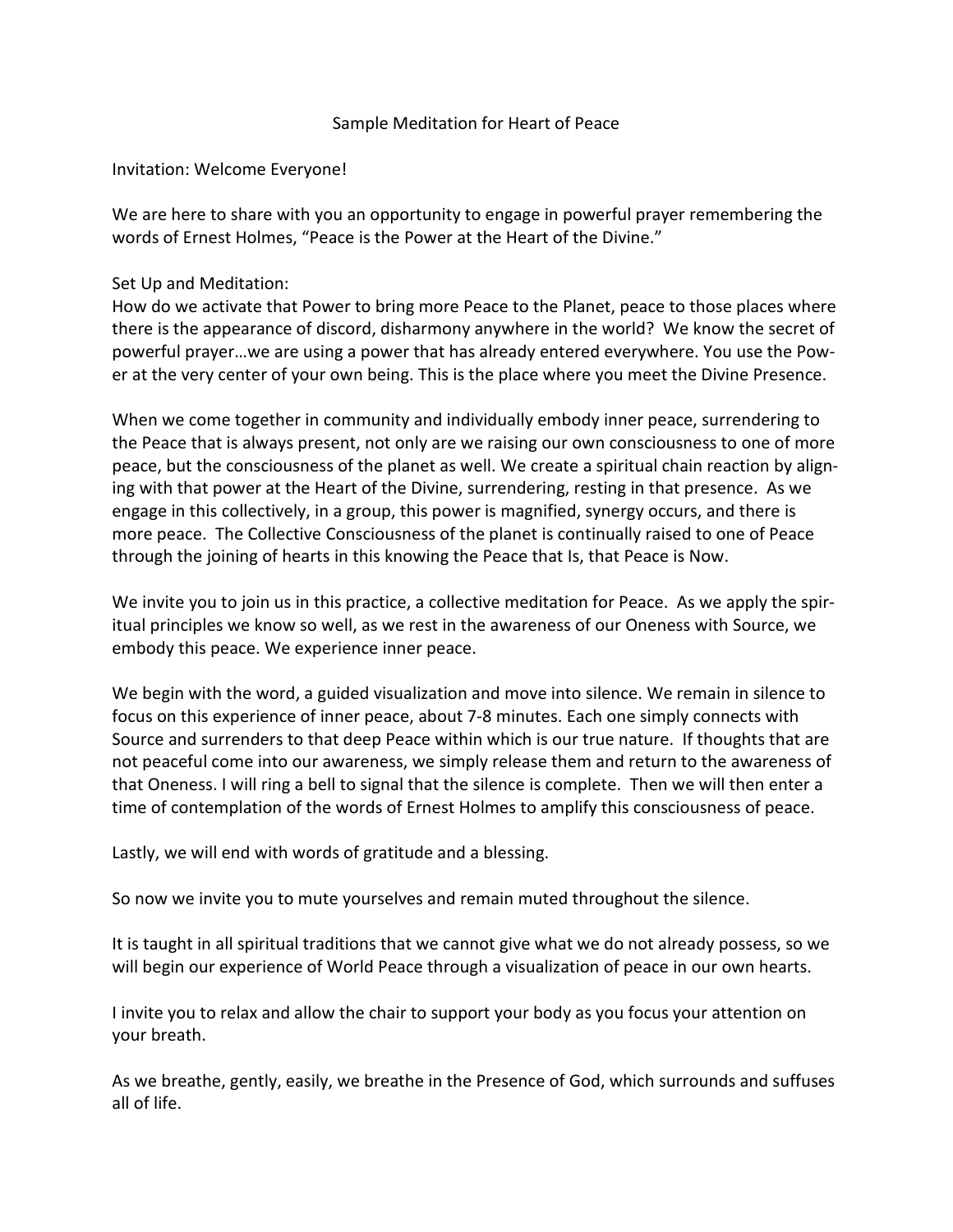# Sample Meditation for Heart of Peace

Invitation: Welcome Everyone!

We are here to share with you an opportunity to engage in powerful prayer remembering the words of Ernest Holmes, "Peace is the Power at the Heart of the Divine."

Set Up and Meditation:
How do we activate that Power to bring more Peace to the Planet, peace to those places where there is the appearance of discord, disharmony anywhere in the world? We know the secret of powerful prayer…we are using a power that has already entered everywhere. You use the Power at the very center of your own being. This is the place where you meet the Divine Presence.

When we come together in community and individually embody inner peace, surrendering to the Peace that is always present, not only are we raising our own consciousness to one of more peace, but the consciousness of the planet as well. We create a spiritual chain reaction by aligning with that power at the Heart of the Divine, surrendering, resting in that presence. As we engage in this collectively, in a group, this power is magnified, synergy occurs, and there is more peace. The Collective Consciousness of the planet is continually raised to one of Peace through the joining of hearts in this knowing the Peace that Is, that Peace is Now.

We invite you to join us in this practice, a collective meditation for Peace. As we apply the spiritual principles we know so well, as we rest in the awareness of our Oneness with Source, we embody this peace. We experience inner peace.

We begin with the word, a guided visualization and move into silence. We remain in silence to focus on this experience of inner peace, about 7-8 minutes. Each one simply connects with Source and surrenders to that deep Peace within which is our true nature. If thoughts that are not peaceful come into our awareness, we simply release them and return to the awareness of that Oneness. I will ring a bell to signal that the silence is complete. Then we will then enter a time of contemplation of the words of Ernest Holmes to amplify this consciousness of peace.

Lastly, we will end with words of gratitude and a blessing.

So now we invite you to mute yourselves and remain muted throughout the silence.

It is taught in all spiritual traditions that we cannot give what we do not already possess, so we will begin our experience of World Peace through a visualization of peace in our own hearts.

I invite you to relax and allow the chair to support your body as you focus your attention on your breath.

As we breathe, gently, easily, we breathe in the Presence of God, which surrounds and suffuses all of life.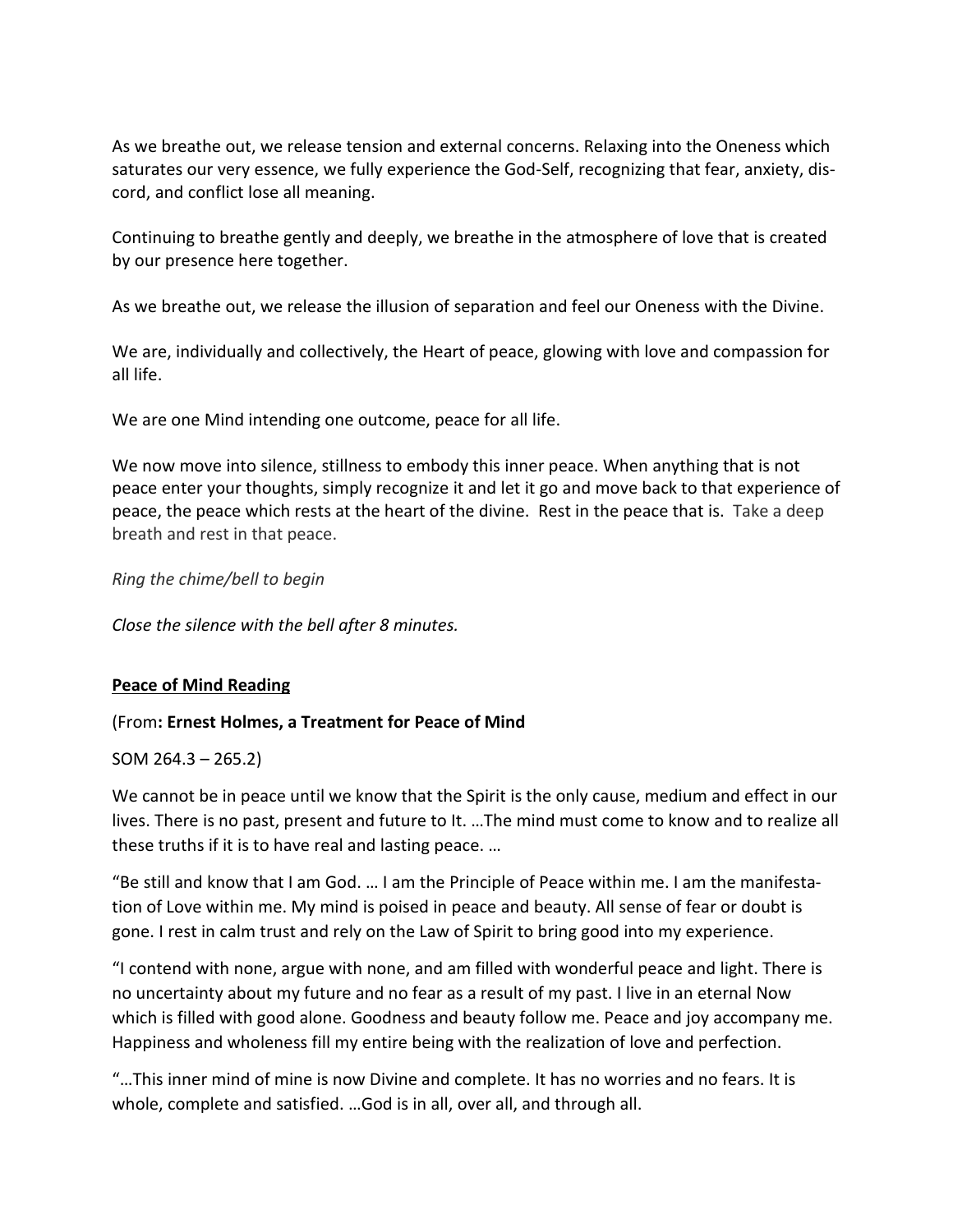As we breathe out, we release tension and external concerns. Relaxing into the Oneness which saturates our very essence, we fully experience the God-Self, recognizing that fear, anxiety, discord, and conflict lose all meaning.

Continuing to breathe gently and deeply, we breathe in the atmosphere of love that is created by our presence here together.

As we breathe out, we release the illusion of separation and feel our Oneness with the Divine.

We are, individually and collectively, the Heart of peace, glowing with love and compassion for all life.

We are one Mind intending one outcome, peace for all life.

We now move into silence, stillness to embody this inner peace. When anything that is not peace enter your thoughts, simply recognize it and let it go and move back to that experience of peace, the peace which rests at the heart of the divine. Rest in the peace that is. Take a deep breath and rest in that peace.

*Ring the chime/bell to begin*

*Close the silence with the bell after 8 minutes.*

**Peace of Mind Reading**

(From**: Ernest Holmes, a Treatment for Peace of Mind**

SOM 264.3 – 265.2)

We cannot be in peace until we know that the Spirit is the only cause, medium and effect in our lives. There is no past, present and future to It. …The mind must come to know and to realize all these truths if it is to have real and lasting peace. …

"Be still and know that I am God. … I am the Principle of Peace within me. I am the manifestation of Love within me. My mind is poised in peace and beauty. All sense of fear or doubt is gone. I rest in calm trust and rely on the Law of Spirit to bring good into my experience.

"I contend with none, argue with none, and am filled with wonderful peace and light. There is no uncertainty about my future and no fear as a result of my past. I live in an eternal Now which is filled with good alone. Goodness and beauty follow me. Peace and joy accompany me. Happiness and wholeness fill my entire being with the realization of love and perfection.

"…This inner mind of mine is now Divine and complete. It has no worries and no fears. It is whole, complete and satisfied. …God is in all, over all, and through all.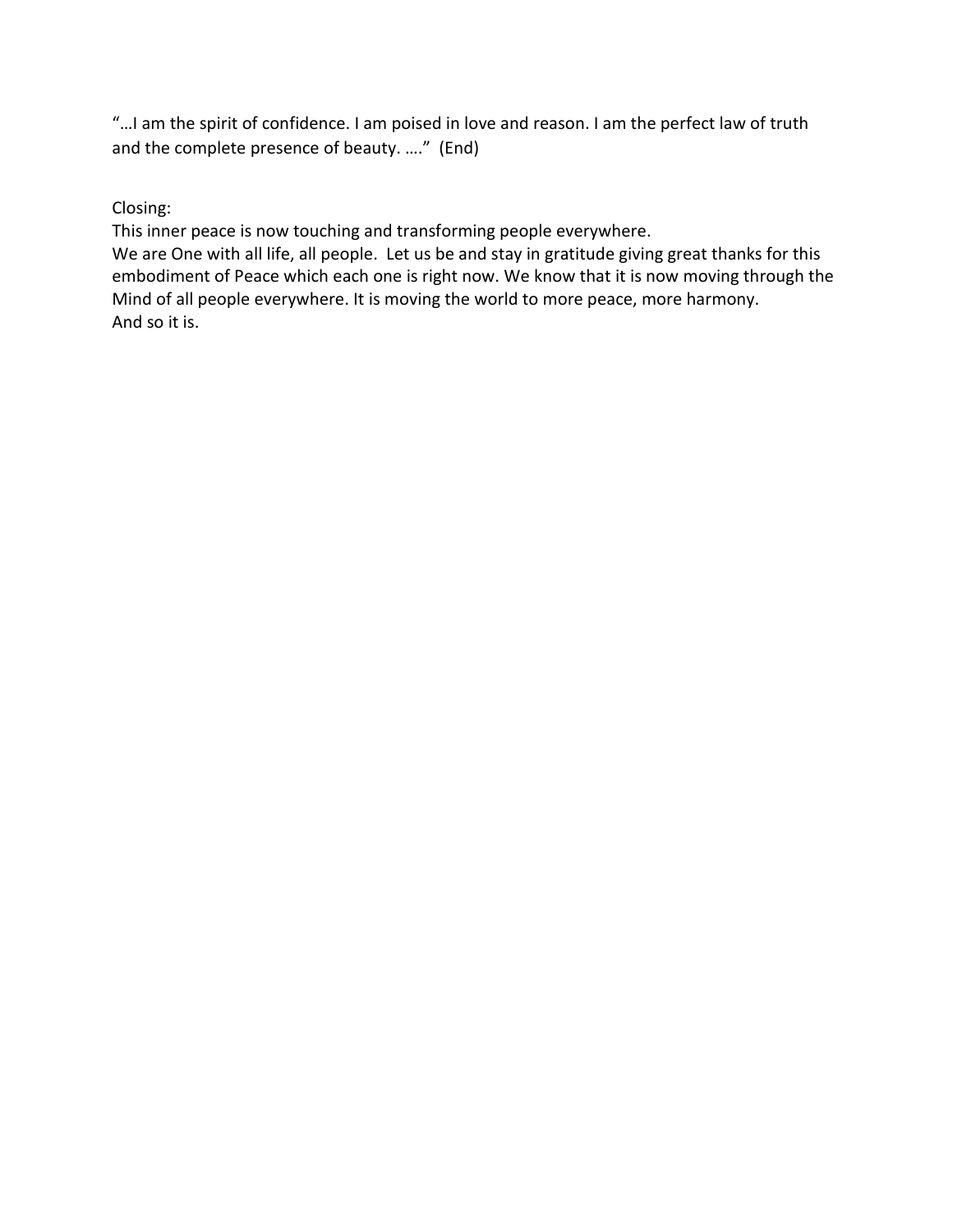"…I am the spirit of confidence. I am poised in love and reason. I am the perfect law of truth and the complete presence of beauty. …." (End)

Closing:
This inner peace is now touching and transforming people everywhere.
We are One with all life, all people. Let us be and stay in gratitude giving great thanks for this embodiment of Peace which each one is right now. We know that it is now moving through the Mind of all people everywhere. It is moving the world to more peace, more harmony.
And so it is.